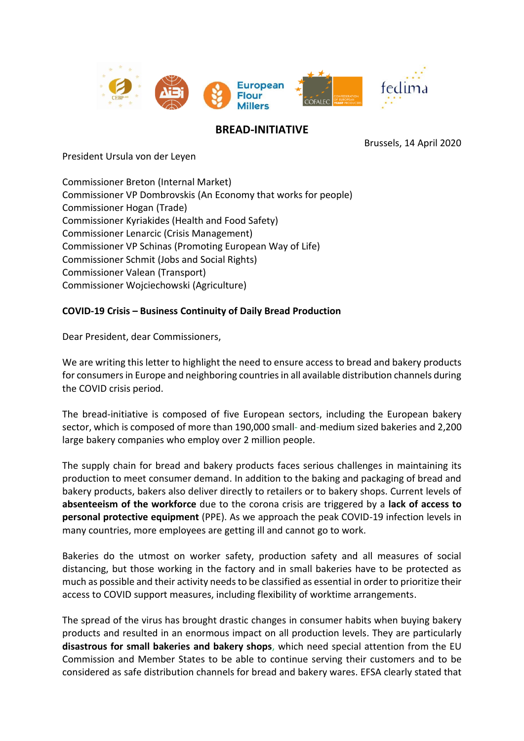## BREAD-INITIATIVE

Brussels, 14 April 2020

President Ursula von der Leyen

Commissioner Breton (Internal Market)
Commissioner VP Dombrovskis (An Economy that works for people)
Commissioner Hogan (Trade)
Commissioner Kyriakides (Health and Food Safety)
Commissioner Lenarcic (Crisis Management)
Commissioner VP Schinas (Promoting European Way of Life)
Commissioner Schmit (Jobs and Social Rights)
Commissioner Valean (Transport)
Commissioner Wojciechowski (Agriculture)

**COVID-19 Crisis – Business Continuity of Daily Bread Production**

Dear President, dear Commissioners,

We are writing this letter to highlight the need to ensure access to bread and bakery products for consumers in Europe and neighboring countries in all available distribution channels during the COVID crisis period.

The bread-initiative is composed of five European sectors, including the European bakery sector, which is composed of more than 190,000 small- and-medium sized bakeries and 2,200 large bakery companies who employ over 2 million people.

The supply chain for bread and bakery products faces serious challenges in maintaining its production to meet consumer demand. In addition to the baking and packaging of bread and bakery products, bakers also deliver directly to retailers or to bakery shops. Current levels of **absenteeism of the workforce** due to the corona crisis are triggered by a **lack of access to personal protective equipment** (PPE). As we approach the peak COVID-19 infection levels in many countries, more employees are getting ill and cannot go to work.

Bakeries do the utmost on worker safety, production safety and all measures of social distancing, but those working in the factory and in small bakeries have to be protected as much as possible and their activity needs to be classified as essential in order to prioritize their access to COVID support measures, including flexibility of worktime arrangements.

The spread of the virus has brought drastic changes in consumer habits when buying bakery products and resulted in an enormous impact on all production levels. They are particularly **disastrous for small bakeries and bakery shops**, which need special attention from the EU Commission and Member States to be able to continue serving their customers and to be considered as safe distribution channels for bread and bakery wares. EFSA clearly stated that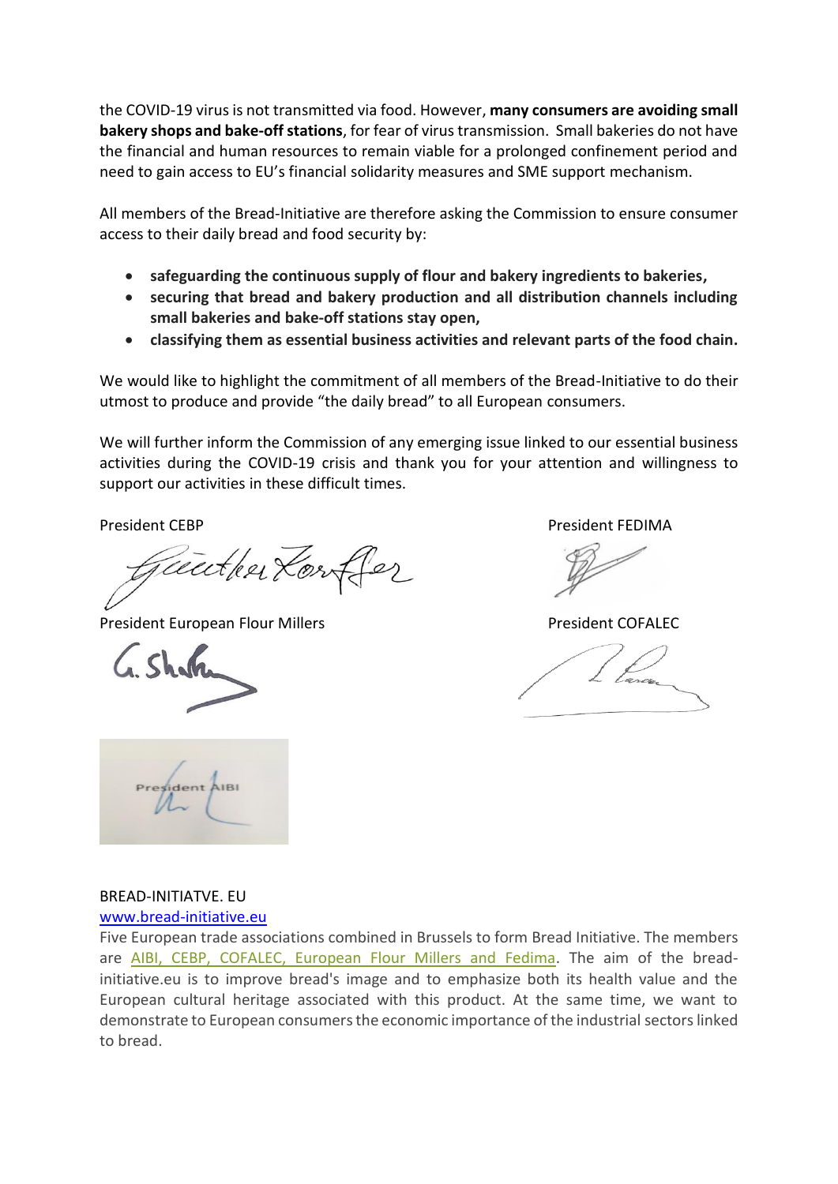the COVID-19 virus is not transmitted via food. However, **many consumers are avoiding small bakery shops and bake-off stations**, for fear of virus transmission. Small bakeries do not have the financial and human resources to remain viable for a prolonged confinement period and need to gain access to EU's financial solidarity measures and SME support mechanism.

All members of the Bread-Initiative are therefore asking the Commission to ensure consumer access to their daily bread and food security by:

- **safeguarding the continuous supply of flour and bakery ingredients to bakeries,**
- **securing that bread and bakery production and all distribution channels including small bakeries and bake-off stations stay open,**
- **classifying them as essential business activities and relevant parts of the food chain.**

We would like to highlight the commitment of all members of the Bread-Initiative to do their utmost to produce and provide "the daily bread" to all European consumers.

We will further inform the Commission of any emerging issue linked to our essential business activities during the COVID-19 crisis and thank you for your attention and willingness to support our activities in these difficult times.

President CEBP

President FEDIMA

President European Flour Millers

President COFALEC

President AIBI

BREAD-INITIATVE. EU

www.bread-initiative.eu

Five European trade associations combined in Brussels to form Bread Initiative. The members are AIBI, CEBP, COFALEC, European Flour Millers and Fedima. The aim of the bread-initiative.eu is to improve bread's image and to emphasize both its health value and the European cultural heritage associated with this product. At the same time, we want to demonstrate to European consumers the economic importance of the industrial sectors linked to bread.